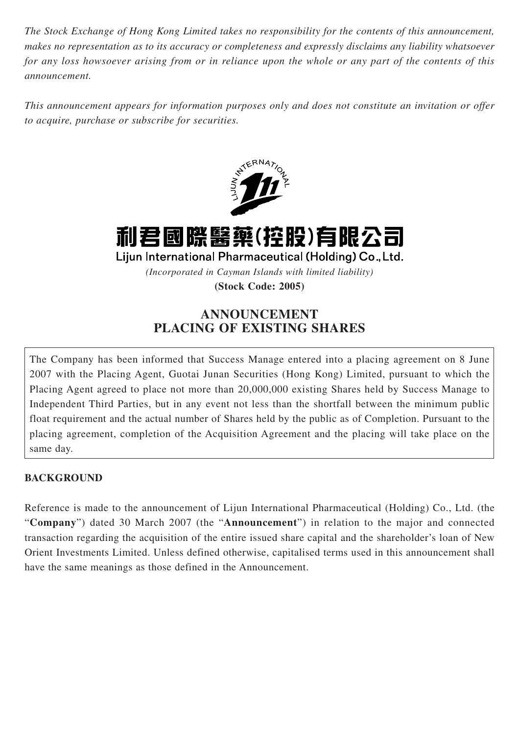*The Stock Exchange of Hong Kong Limited takes no responsibility for the contents of this announcement, makes no representation as to its accuracy or completeness and expressly disclaims any liability whatsoever for any loss howsoever arising from or in reliance upon the whole or any part of the contents of this announcement.*

*This announcement appears for information purposes only and does not constitute an invitation or offer to acquire, purchase or subscribe for securities.*

# 利君國際醫藥(控股)有限公司

**Lijun International Pharmaceutical (Holding) Co., Ltd.**

*(Incorporated in Cayman Islands with limited liability)*

**(Stock Code: 2005)**

## ANNOUNCEMENT
## PLACING OF EXISTING SHARES

The Company has been informed that Success Manage entered into a placing agreement on 8 June 2007 with the Placing Agent, Guotai Junan Securities (Hong Kong) Limited, pursuant to which the Placing Agent agreed to place not more than 20,000,000 existing Shares held by Success Manage to Independent Third Parties, but in any event not less than the shortfall between the minimum public float requirement and the actual number of Shares held by the public as of Completion. Pursuant to the placing agreement, completion of the Acquisition Agreement and the placing will take place on the same day.

### BACKGROUND

Reference is made to the announcement of Lijun International Pharmaceutical (Holding) Co., Ltd. (the "**Company**") dated 30 March 2007 (the "**Announcement**") in relation to the major and connected transaction regarding the acquisition of the entire issued share capital and the shareholder's loan of New Orient Investments Limited. Unless defined otherwise, capitalised terms used in this announcement shall have the same meanings as those defined in the Announcement.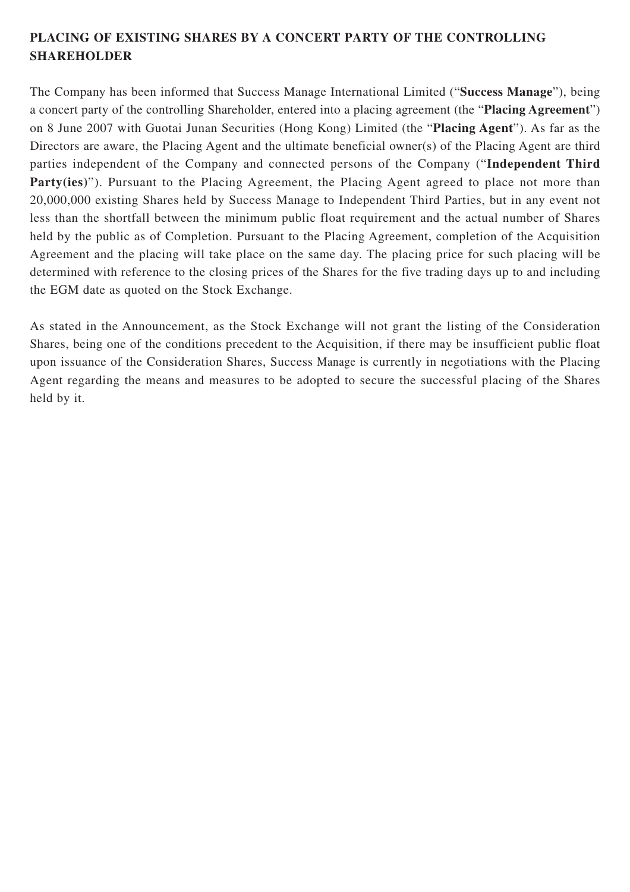## PLACING OF EXISTING SHARES BY A CONCERT PARTY OF THE CONTROLLING SHAREHOLDER

The Company has been informed that Success Manage International Limited ("**Success Manage**"), being a concert party of the controlling Shareholder, entered into a placing agreement (the "**Placing Agreement**") on 8 June 2007 with Guotai Junan Securities (Hong Kong) Limited (the "**Placing Agent**"). As far as the Directors are aware, the Placing Agent and the ultimate beneficial owner(s) of the Placing Agent are third parties independent of the Company and connected persons of the Company ("**Independent Third Party(ies)**"). Pursuant to the Placing Agreement, the Placing Agent agreed to place not more than 20,000,000 existing Shares held by Success Manage to Independent Third Parties, but in any event not less than the shortfall between the minimum public float requirement and the actual number of Shares held by the public as of Completion. Pursuant to the Placing Agreement, completion of the Acquisition Agreement and the placing will take place on the same day. The placing price for such placing will be determined with reference to the closing prices of the Shares for the five trading days up to and including the EGM date as quoted on the Stock Exchange.

As stated in the Announcement, as the Stock Exchange will not grant the listing of the Consideration Shares, being one of the conditions precedent to the Acquisition, if there may be insufficient public float upon issuance of the Consideration Shares, Success Manage is currently in negotiations with the Placing Agent regarding the means and measures to be adopted to secure the successful placing of the Shares held by it.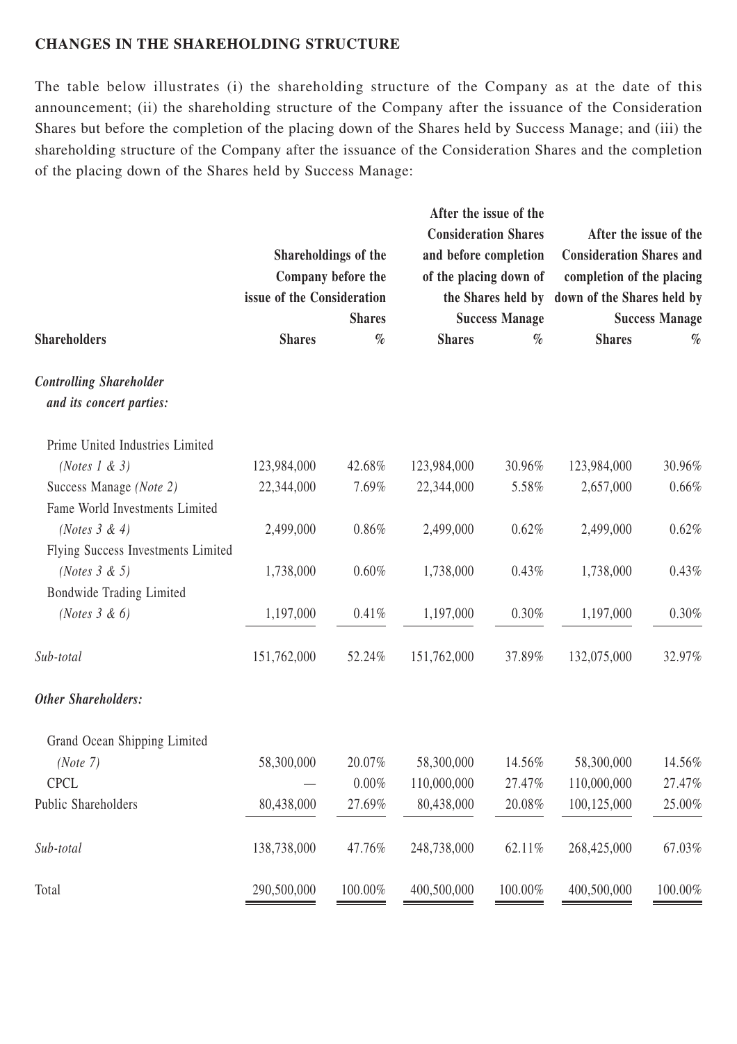**CHANGES IN THE SHAREHOLDING STRUCTURE**

The table below illustrates (i) the shareholding structure of the Company as at the date of this announcement; (ii) the shareholding structure of the Company after the issuance of the Consideration Shares but before the completion of the placing down of the Shares held by Success Manage; and (iii) the shareholding structure of the Company after the issuance of the Consideration Shares and the completion of the placing down of the Shares held by Success Manage:

| Shareholders | Shareholdings of the Company before the issue of the Consideration Shares | | After the issue of the Consideration Shares and before completion of the placing down of the Shares held by Success Manage | | After the issue of the Consideration Shares and completion of the placing down of the Shares held by Success Manage | |
|---|---|---|---|---|---|---|
| | Shares | % | Shares | % | Shares | % |
| *Controlling Shareholder and its concert parties:* | | | | | | |
| Prime United Industries Limited *(Notes 1 & 3)* | 123,984,000 | 42.68% | 123,984,000 | 30.96% | 123,984,000 | 30.96% |
| Success Manage *(Note 2)* | 22,344,000 | 7.69% | 22,344,000 | 5.58% | 2,657,000 | 0.66% |
| Fame World Investments Limited *(Notes 3 & 4)* | 2,499,000 | 0.86% | 2,499,000 | 0.62% | 2,499,000 | 0.62% |
| Flying Success Investments Limited *(Notes 3 & 5)* | 1,738,000 | 0.60% | 1,738,000 | 0.43% | 1,738,000 | 0.43% |
| Bondwide Trading Limited *(Notes 3 & 6)* | 1,197,000 | 0.41% | 1,197,000 | 0.30% | 1,197,000 | 0.30% |
| *Sub-total* | 151,762,000 | 52.24% | 151,762,000 | 37.89% | 132,075,000 | 32.97% |
| ***Other Shareholders:*** | | | | | | |
| Grand Ocean Shipping Limited *(Note 7)* | 58,300,000 | 20.07% | 58,300,000 | 14.56% | 58,300,000 | 14.56% |
| CPCL | — | 0.00% | 110,000,000 | 27.47% | 110,000,000 | 27.47% |
| Public Shareholders | 80,438,000 | 27.69% | 80,438,000 | 20.08% | 100,125,000 | 25.00% |
| *Sub-total* | 138,738,000 | 47.76% | 248,738,000 | 62.11% | 268,425,000 | 67.03% |
| Total | 290,500,000 | 100.00% | 400,500,000 | 100.00% | 400,500,000 | 100.00% |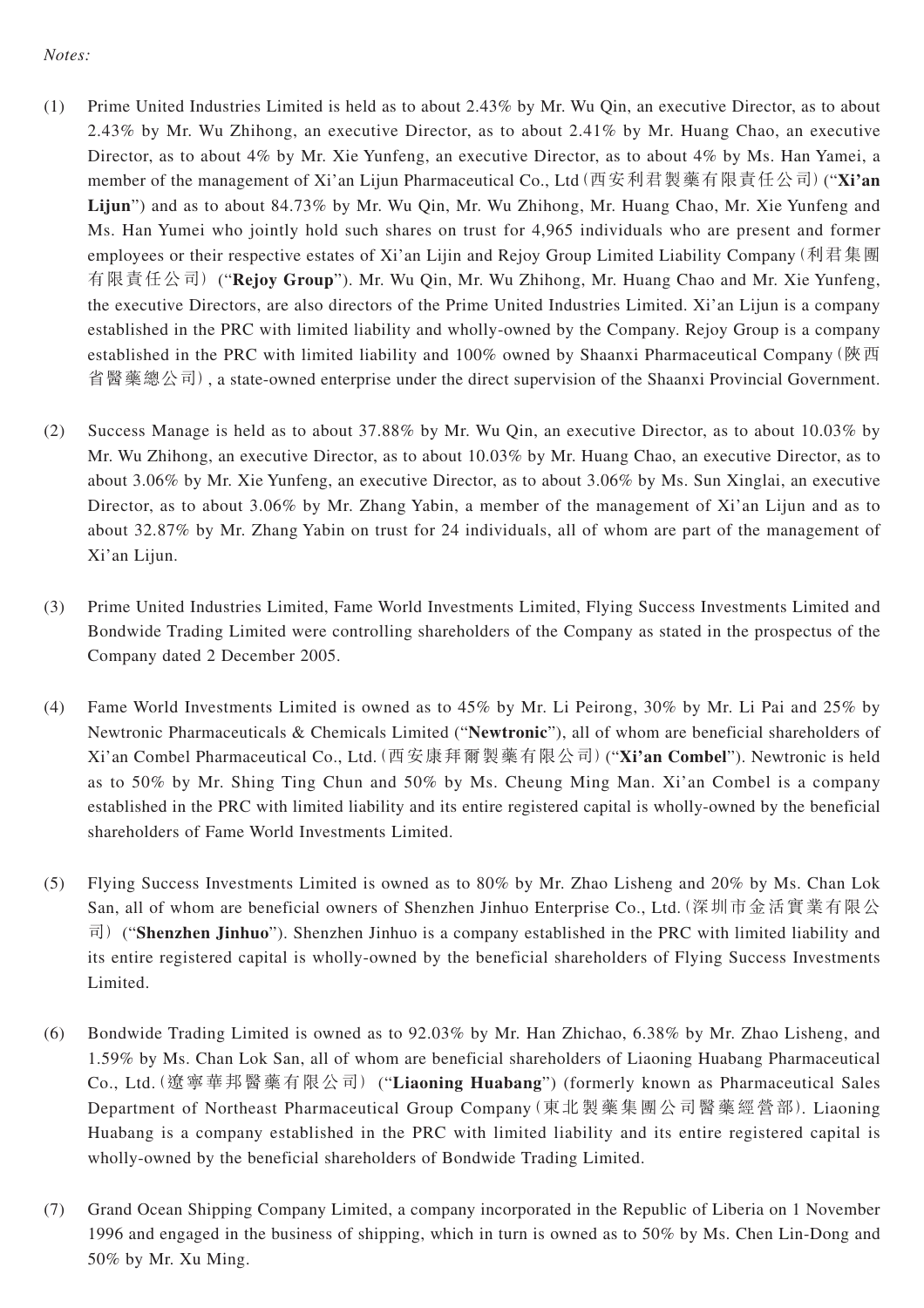*Notes:*

(1) Prime United Industries Limited is held as to about 2.43% by Mr. Wu Qin, an executive Director, as to about 2.43% by Mr. Wu Zhihong, an executive Director, as to about 2.41% by Mr. Huang Chao, an executive Director, as to about 4% by Mr. Xie Yunfeng, an executive Director, as to about 4% by Ms. Han Yamei, a member of the management of Xi'an Lijun Pharmaceutical Co., Ltd（西安利君製藥有限責任公司）("**Xi'an Lijun**") and as to about 84.73% by Mr. Wu Qin, Mr. Wu Zhihong, Mr. Huang Chao, Mr. Xie Yunfeng and Ms. Han Yumei who jointly hold such shares on trust for 4,965 individuals who are present and former employees or their respective estates of Xi'an Lijin and Rejoy Group Limited Liability Company（利君集團有限責任公司）("**Rejoy Group**"). Mr. Wu Qin, Mr. Wu Zhihong, Mr. Huang Chao and Mr. Xie Yunfeng, the executive Directors, are also directors of the Prime United Industries Limited. Xi'an Lijun is a company established in the PRC with limited liability and wholly-owned by the Company. Rejoy Group is a company established in the PRC with limited liability and 100% owned by Shaanxi Pharmaceutical Company（陝西省醫藥總公司）, a state-owned enterprise under the direct supervision of the Shaanxi Provincial Government.

(2) Success Manage is held as to about 37.88% by Mr. Wu Qin, an executive Director, as to about 10.03% by Mr. Wu Zhihong, an executive Director, as to about 10.03% by Mr. Huang Chao, an executive Director, as to about 3.06% by Mr. Xie Yunfeng, an executive Director, as to about 3.06% by Ms. Sun Xinglai, an executive Director, as to about 3.06% by Mr. Zhang Yabin, a member of the management of Xi'an Lijun and as to about 32.87% by Mr. Zhang Yabin on trust for 24 individuals, all of whom are part of the management of Xi'an Lijun.

(3) Prime United Industries Limited, Fame World Investments Limited, Flying Success Investments Limited and Bondwide Trading Limited were controlling shareholders of the Company as stated in the prospectus of the Company dated 2 December 2005.

(4) Fame World Investments Limited is owned as to 45% by Mr. Li Peirong, 30% by Mr. Li Pai and 25% by Newtronic Pharmaceuticals & Chemicals Limited ("**Newtronic**"), all of whom are beneficial shareholders of Xi'an Combel Pharmaceutical Co., Ltd.（西安康拜爾製藥有限公司）("**Xi'an Combel**"). Newtronic is held as to 50% by Mr. Shing Ting Chun and 50% by Ms. Cheung Ming Man. Xi'an Combel is a company established in the PRC with limited liability and its entire registered capital is wholly-owned by the beneficial shareholders of Fame World Investments Limited.

(5) Flying Success Investments Limited is owned as to 80% by Mr. Zhao Lisheng and 20% by Ms. Chan Lok San, all of whom are beneficial owners of Shenzhen Jinhuo Enterprise Co., Ltd.（深圳市金活實業有限公司）("**Shenzhen Jinhuo**"). Shenzhen Jinhuo is a company established in the PRC with limited liability and its entire registered capital is wholly-owned by the beneficial shareholders of Flying Success Investments Limited.

(6) Bondwide Trading Limited is owned as to 92.03% by Mr. Han Zhichao, 6.38% by Mr. Zhao Lisheng, and 1.59% by Ms. Chan Lok San, all of whom are beneficial shareholders of Liaoning Huabang Pharmaceutical Co., Ltd.（遼寧華邦醫藥有限公司）("**Liaoning Huabang**") (formerly known as Pharmaceutical Sales Department of Northeast Pharmaceutical Group Company（東北製藥集團公司醫藥經營部）. Liaoning Huabang is a company established in the PRC with limited liability and its entire registered capital is wholly-owned by the beneficial shareholders of Bondwide Trading Limited.

(7) Grand Ocean Shipping Company Limited, a company incorporated in the Republic of Liberia on 1 November 1996 and engaged in the business of shipping, which in turn is owned as to 50% by Ms. Chen Lin-Dong and 50% by Mr. Xu Ming.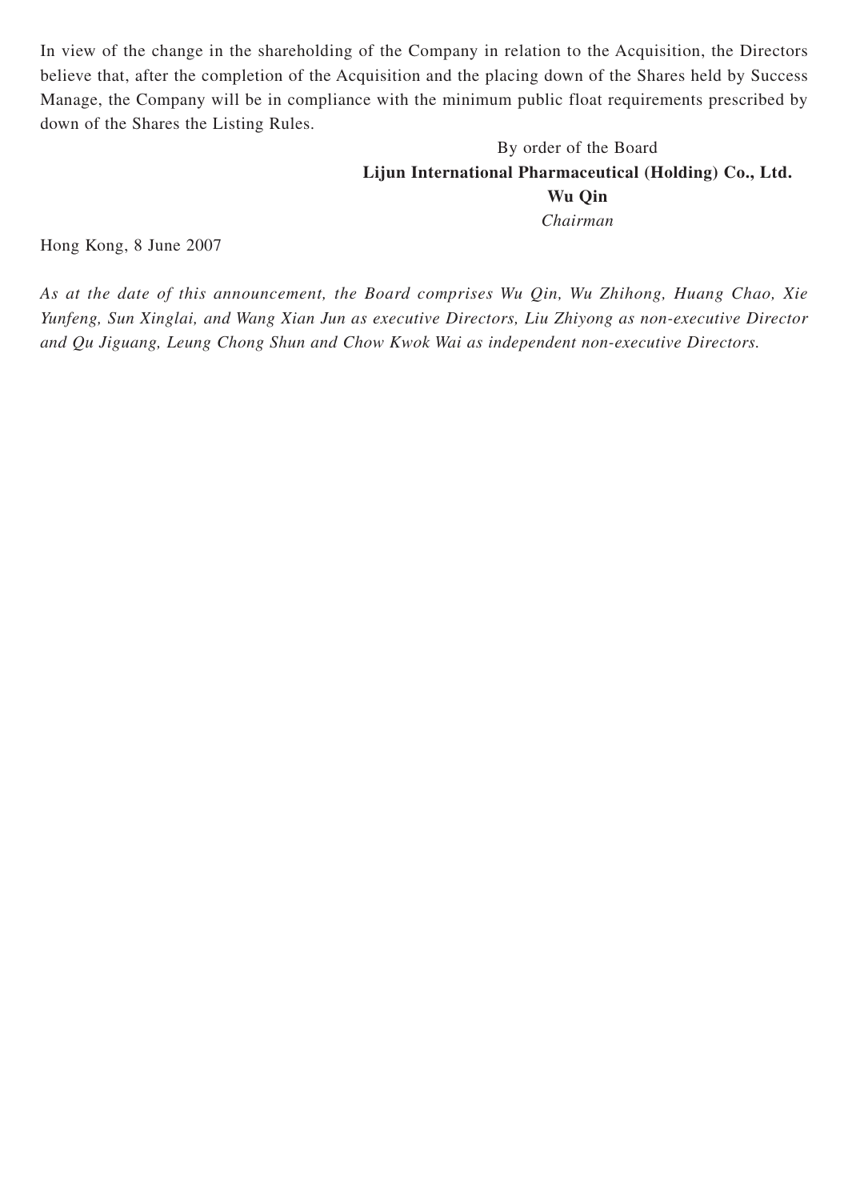In view of the change in the shareholding of the Company in relation to the Acquisition, the Directors believe that, after the completion of the Acquisition and the placing down of the Shares held by Success Manage, the Company will be in compliance with the minimum public float requirements prescribed by down of the Shares the Listing Rules.

By order of the Board
**Lijun International Pharmaceutical (Holding) Co., Ltd.**
**Wu Qin**
*Chairman*

Hong Kong, 8 June 2007

*As at the date of this announcement, the Board comprises Wu Qin, Wu Zhihong, Huang Chao, Xie Yunfeng, Sun Xinglai, and Wang Xian Jun as executive Directors, Liu Zhiyong as non-executive Director and Qu Jiguang, Leung Chong Shun and Chow Kwok Wai as independent non-executive Directors.*